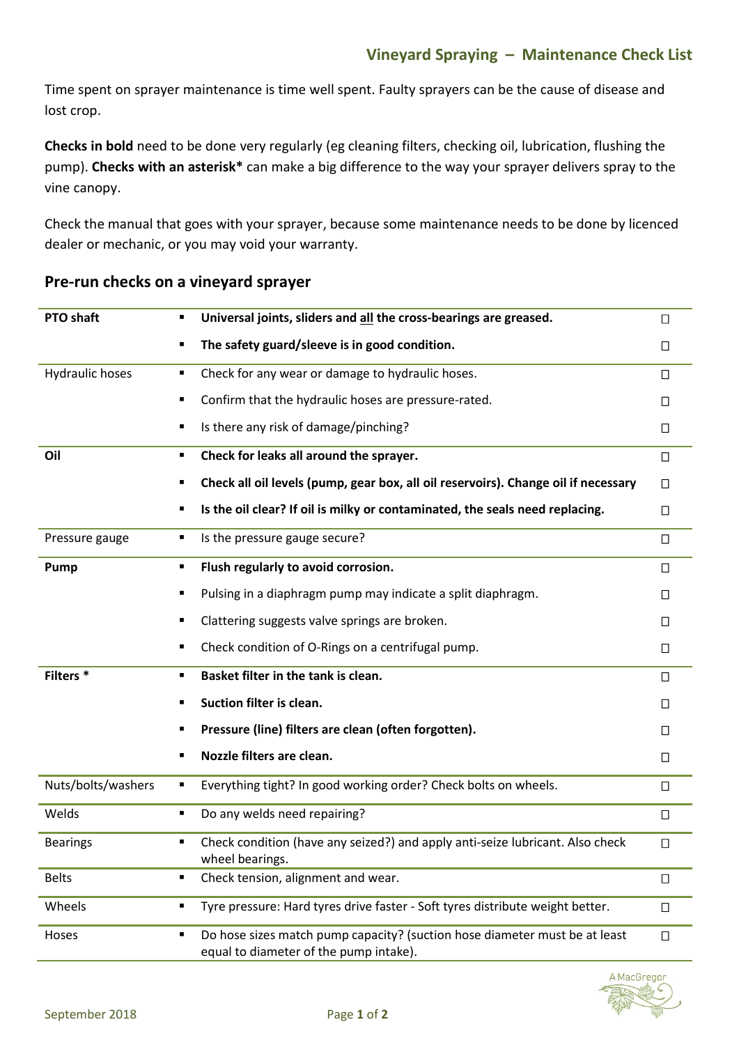## Vineyard Spraying – Maintenance Check List

Time spent on sprayer maintenance is time well spent. Faulty sprayers can be the cause of disease and lost crop.

**Checks in bold** need to be done very regularly (eg cleaning filters, checking oil, lubrication, flushing the pump). **Checks with an asterisk*** can make a big difference to the way your sprayer delivers spray to the vine canopy.

Check the manual that goes with your sprayer, because some maintenance needs to be done by licenced dealer or mechanic, or you may void your warranty.

### Pre-run checks on a vineyard sprayer

| Item | Check | ☐ |
|---|---|---|
| **PTO shaft** | ▪ **Universal joints, sliders and <u>all</u> the cross-bearings are greased.** | ☐ |
| | ▪ **The safety guard/sleeve is in good condition.** | ☐ |
| Hydraulic hoses | ▪ Check for any wear or damage to hydraulic hoses. | ☐ |
| | ▪ Confirm that the hydraulic hoses are pressure-rated. | ☐ |
| | ▪ Is there any risk of damage/pinching? | ☐ |
| **Oil** | ▪ **Check for leaks all around the sprayer.** | ☐ |
| | ▪ **Check all oil levels (pump, gear box, all oil reservoirs). Change oil if necessary** | ☐ |
| | ▪ **Is the oil clear? If oil is milky or contaminated, the seals need replacing.** | ☐ |
| Pressure gauge | ▪ Is the pressure gauge secure? | ☐ |
| **Pump** | ▪ **Flush regularly to avoid corrosion.** | ☐ |
| | ▪ Pulsing in a diaphragm pump may indicate a split diaphragm. | ☐ |
| | ▪ Clattering suggests valve springs are broken. | ☐ |
| | ▪ Check condition of O-Rings on a centrifugal pump. | ☐ |
| **Filters *** | ▪ **Basket filter in the tank is clean.** | ☐ |
| | ▪ **Suction filter is clean.** | ☐ |
| | ▪ **Pressure (line) filters are clean (often forgotten).** | ☐ |
| | ▪ **Nozzle filters are clean.** | ☐ |
| Nuts/bolts/washers | ▪ Everything tight? In good working order? Check bolts on wheels. | ☐ |
| Welds | ▪ Do any welds need repairing? | ☐ |
| Bearings | ▪ Check condition (have any seized?) and apply anti-seize lubricant. Also check wheel bearings. | ☐ |
| Belts | ▪ Check tension, alignment and wear. | ☐ |
| Wheels | ▪ Tyre pressure: Hard tyres drive faster - Soft tyres distribute weight better. | ☐ |
| Hoses | ▪ Do hose sizes match pump capacity? (suction hose diameter must be at least equal to diameter of the pump intake). | ☐ |

September 2018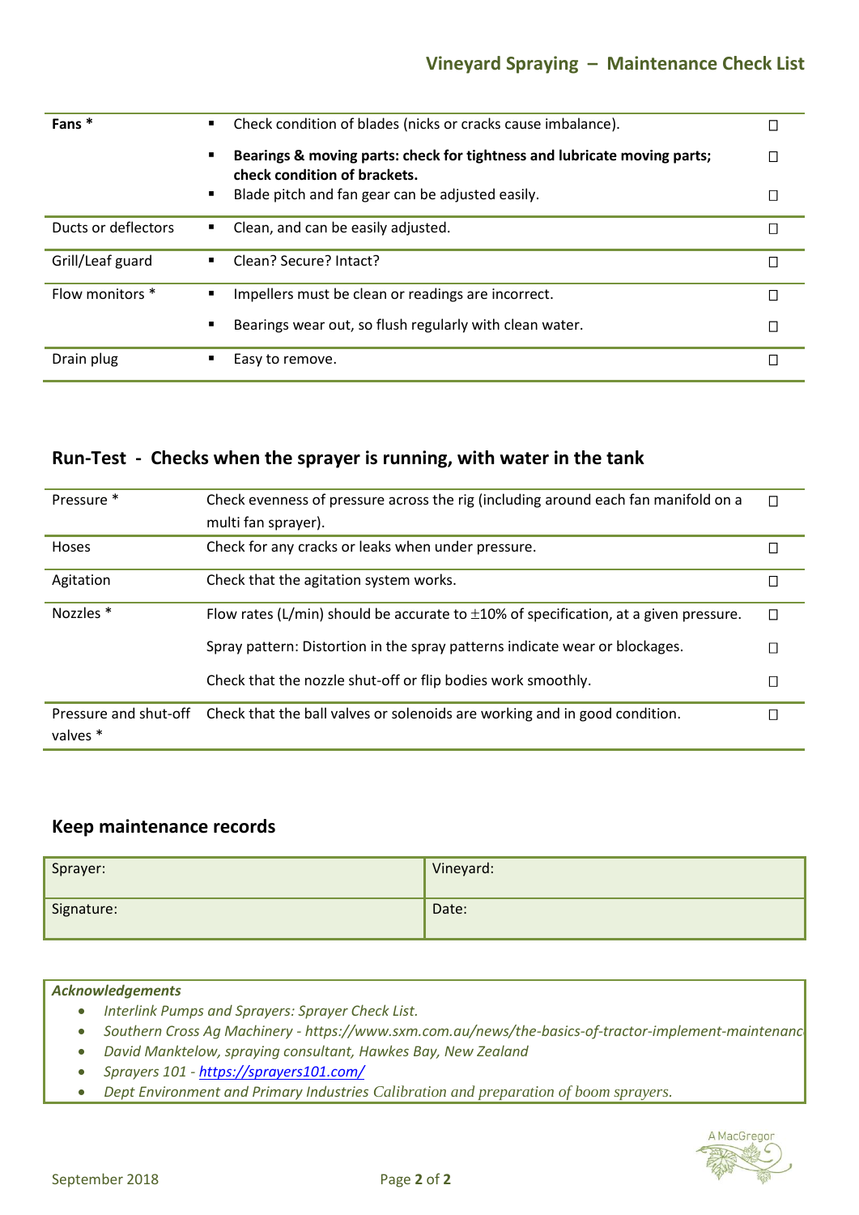| | | |
|---|---|---|
| **Fans *** | ▪ Check condition of blades (nicks or cracks cause imbalance). | ☐ |
| | ▪ **Bearings & moving parts: check for tightness and lubricate moving parts; check condition of brackets.** | ☐ |
| | ▪ Blade pitch and fan gear can be adjusted easily. | ☐ |
| Ducts or deflectors | ▪ Clean, and can be easily adjusted. | ☐ |
| Grill/Leaf guard | ▪ Clean? Secure? Intact? | ☐ |
| Flow monitors * | ▪ Impellers must be clean or readings are incorrect. | ☐ |
| | ▪ Bearings wear out, so flush regularly with clean water. | ☐ |
| Drain plug | ▪ Easy to remove. | ☐ |

## Run-Test - Checks when the sprayer is running, with water in the tank

| | | |
|---|---|---|
| Pressure * | Check evenness of pressure across the rig (including around each fan manifold on a multi fan sprayer). | ☐ |
| Hoses | Check for any cracks or leaks when under pressure. | ☐ |
| Agitation | Check that the agitation system works. | ☐ |
| Nozzles * | Flow rates (L/min) should be accurate to $\pm$10% of specification, at a given pressure. | ☐ |
| | Spray pattern: Distortion in the spray patterns indicate wear or blockages. | ☐ |
| | Check that the nozzle shut-off or flip bodies work smoothly. | ☐ |
| Pressure and shut-off valves * | Check that the ball valves or solenoids are working and in good condition. | ☐ |

## Keep maintenance records

| | |
|---|---|
| Sprayer: | Vineyard: |
| Signature: | Date: |

***Acknowledgements***

- *Interlink Pumps and Sprayers: Sprayer Check List.*
- *Southern Cross Ag Machinery - https://www.sxm.com.au/news/the-basics-of-tractor-implement-maintenanc*
- *David Manktelow, spraying consultant, Hawkes Bay, New Zealand*
- *Sprayers 101 - https://sprayers101.com/*
- *Dept Environment and Primary Industries Calibration and preparation of boom sprayers.*

September 2018